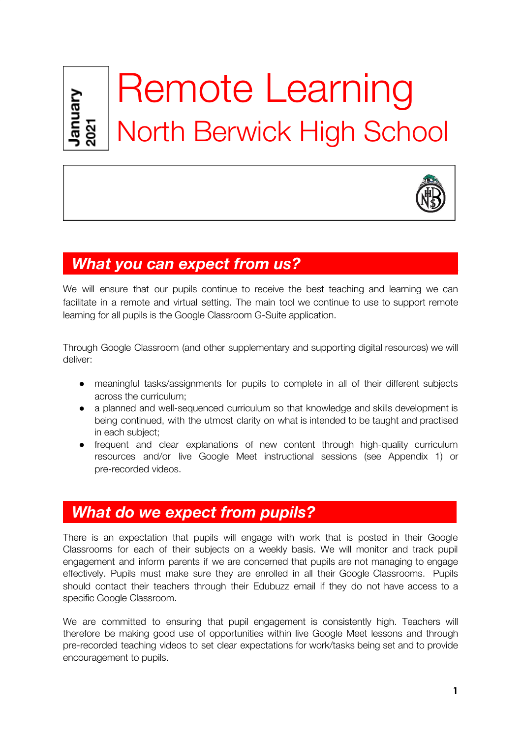January 2021

# Remote Learning

## North Berwick High School

## *What you can expect from us?*

We will ensure that our pupils continue to receive the best teaching and learning we can facilitate in a remote and virtual setting. The main tool we continue to use to support remote learning for all pupils is the Google Classroom G-Suite application.

Through Google Classroom (and other supplementary and supporting digital resources) we will deliver:

- meaningful tasks/assignments for pupils to complete in all of their different subjects across the curriculum;
- a planned and well-sequenced curriculum so that knowledge and skills development is being continued, with the utmost clarity on what is intended to be taught and practised in each subject;
- frequent and clear explanations of new content through high-quality curriculum resources and/or live Google Meet instructional sessions (see Appendix 1) or pre-recorded videos.

## *What do we expect from pupils?*

There is an expectation that pupils will engage with work that is posted in their Google Classrooms for each of their subjects on a weekly basis. We will monitor and track pupil engagement and inform parents if we are concerned that pupils are not managing to engage effectively. Pupils must make sure they are enrolled in all their Google Classrooms. Pupils should contact their teachers through their Edubuzz email if they do not have access to a specific Google Classroom.

We are committed to ensuring that pupil engagement is consistently high. Teachers will therefore be making good use of opportunities within live Google Meet lessons and through pre-recorded teaching videos to set clear expectations for work/tasks being set and to provide encouragement to pupils.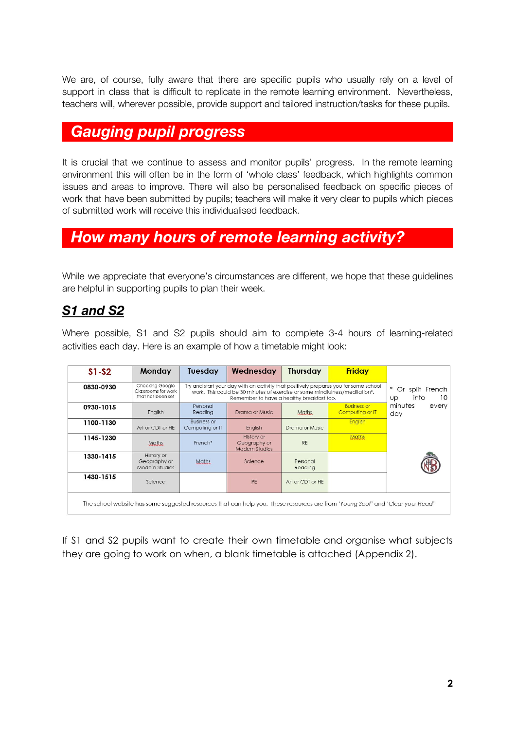We are, of course, fully aware that there are specific pupils who usually rely on a level of support in class that is difficult to replicate in the remote learning environment. Nevertheless, teachers will, wherever possible, provide support and tailored instruction/tasks for these pupils.

## Gauging pupil progress

It is crucial that we continue to assess and monitor pupils' progress. In the remote learning environment this will often be in the form of 'whole class' feedback, which highlights common issues and areas to improve. There will also be personalised feedback on specific pieces of work that have been submitted by pupils; teachers will make it very clear to pupils which pieces of submitted work will receive this individualised feedback.

## How many hours of remote learning activity?

While we appreciate that everyone's circumstances are different, we hope that these guidelines are helpful in supporting pupils to plan their week.

### S1 and S2

Where possible, S1 and S2 pupils should aim to complete 3-4 hours of learning-related activities each day. Here is an example of how a timetable might look:

| S1-S2 | Monday | Tuesday | Wednesday | Thursday | Friday | |
|---|---|---|---|---|---|---|
| 0830-0930 | Checking Google Classrooms for work that has been set | Try and start your day with an activity that positively prepares you for some school work. This could be 30 minutes of exercise or some mindfulness/meditation*. Remember to have a healthy breakfast too. | | | | * Or split French up into 10 minutes every day |
| 0930-1015 | English | Personal Reading | Drama or Music | Maths | Business or Computing or IT | |
| 1100-1130 | Art or CDT or HE | Business or Computing or IT | English | Drama or Music | English | |
| 1145-1230 | Maths | French* | History or Geography or Modern Studies | RE | Maths | |
| 1330-1415 | History or Geography or Modern Studies | Maths | Science | Personal Reading | | |
| 1430-1515 | Science | | PE | Art or CDT or HE | | |
| The school website has some suggested resources that can help you. These resources are from *'Young Scot'* and *'Clear your Head'* | | | | | | |

If S1 and S2 pupils want to create their own timetable and organise what subjects they are going to work on when, a blank timetable is attached (Appendix 2).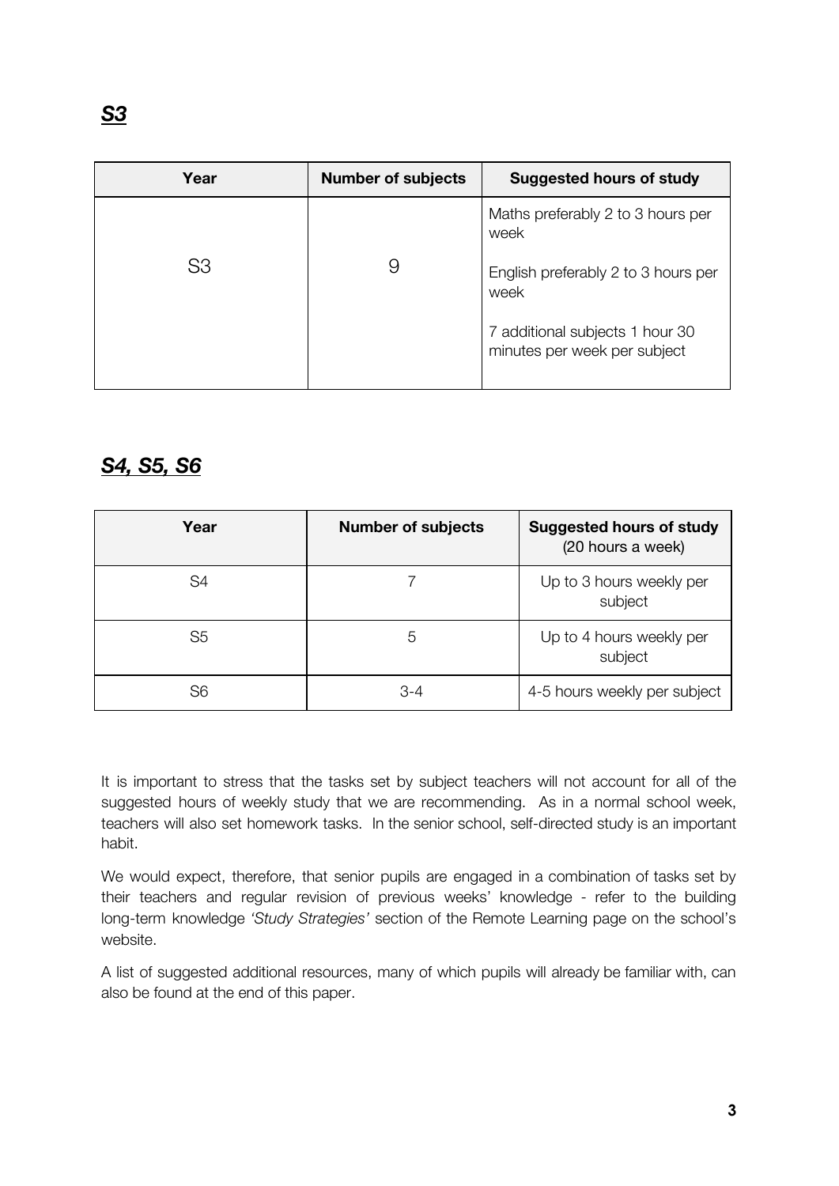## ***S3***

| Year | Number of subjects | Suggested hours of study |
|---|---|---|
| S3 | 9 | Maths preferably 2 to 3 hours per week<br><br>English preferably 2 to 3 hours per week<br><br>7 additional subjects 1 hour 30 minutes per week per subject |

## ***S4, S5, S6***

| Year | Number of subjects | **Suggested hours of study** (20 hours a week) |
|---|---|---|
| S4 | 7 | Up to 3 hours weekly per subject |
| S5 | 5 | Up to 4 hours weekly per subject |
| S6 | 3-4 | 4-5 hours weekly per subject |

It is important to stress that the tasks set by subject teachers will not account for all of the suggested hours of weekly study that we are recommending. As in a normal school week, teachers will also set homework tasks. In the senior school, self-directed study is an important habit.

We would expect, therefore, that senior pupils are engaged in a combination of tasks set by their teachers and regular revision of previous weeks' knowledge - refer to the building long-term knowledge *'Study Strategies'* section of the Remote Learning page on the school's website.

A list of suggested additional resources, many of which pupils will already be familiar with, can also be found at the end of this paper.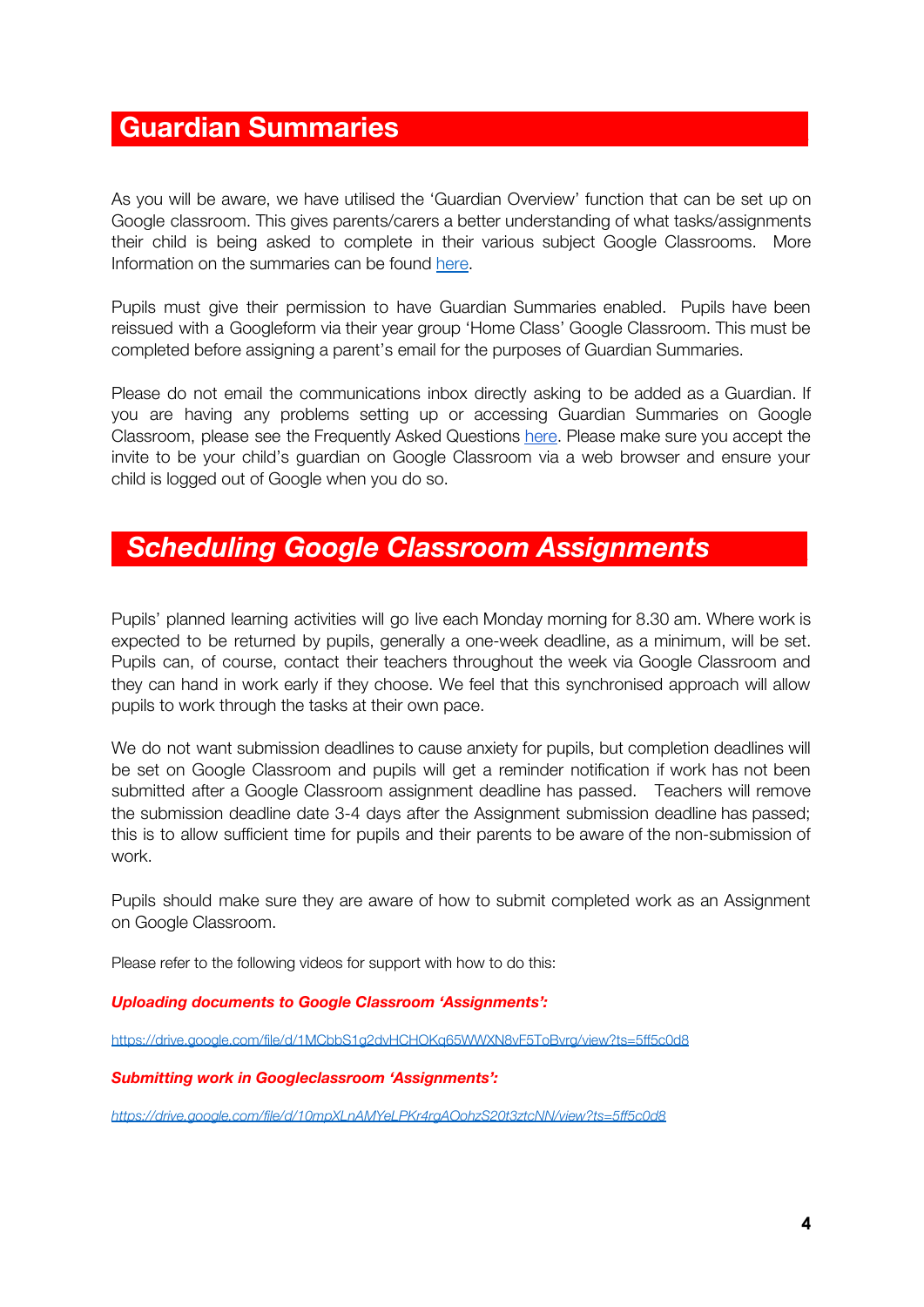## Guardian Summaries

As you will be aware, we have utilised the 'Guardian Overview' function that can be set up on Google classroom. This gives parents/carers a better understanding of what tasks/assignments their child is being asked to complete in their various subject Google Classrooms. More Information on the summaries can be found [here](#).

Pupils must give their permission to have Guardian Summaries enabled. Pupils have been reissued with a Googleform via their year group 'Home Class' Google Classroom. This must be completed before assigning a parent's email for the purposes of Guardian Summaries.

Please do not email the communications inbox directly asking to be added as a Guardian. If you are having any problems setting up or accessing Guardian Summaries on Google Classroom, please see the Frequently Asked Questions [here](#). Please make sure you accept the invite to be your child's guardian on Google Classroom via a web browser and ensure your child is logged out of Google when you do so.

## *Scheduling Google Classroom Assignments*

Pupils' planned learning activities will go live each Monday morning for 8.30 am. Where work is expected to be returned by pupils, generally a one-week deadline, as a minimum, will be set. Pupils can, of course, contact their teachers throughout the week via Google Classroom and they can hand in work early if they choose. We feel that this synchronised approach will allow pupils to work through the tasks at their own pace.

We do not want submission deadlines to cause anxiety for pupils, but completion deadlines will be set on Google Classroom and pupils will get a reminder notification if work has not been submitted after a Google Classroom assignment deadline has passed. Teachers will remove the submission deadline date 3-4 days after the Assignment submission deadline has passed; this is to allow sufficient time for pupils and their parents to be aware of the non-submission of work.

Pupils should make sure they are aware of how to submit completed work as an Assignment on Google Classroom.

Please refer to the following videos for support with how to do this:

***Uploading documents to Google Classroom 'Assignments':***

https://drive.google.com/file/d/1MCbbS1g2dvHCHOKq65WWXN8vF5ToBvrg/view?ts=5ff5c0d8

***Submitting work in Googleclassroom 'Assignments':***

*https://drive.google.com/file/d/10mpXLnAMYeLPKr4rgAOohzS20t3ztcNN/view?ts=5ff5c0d8*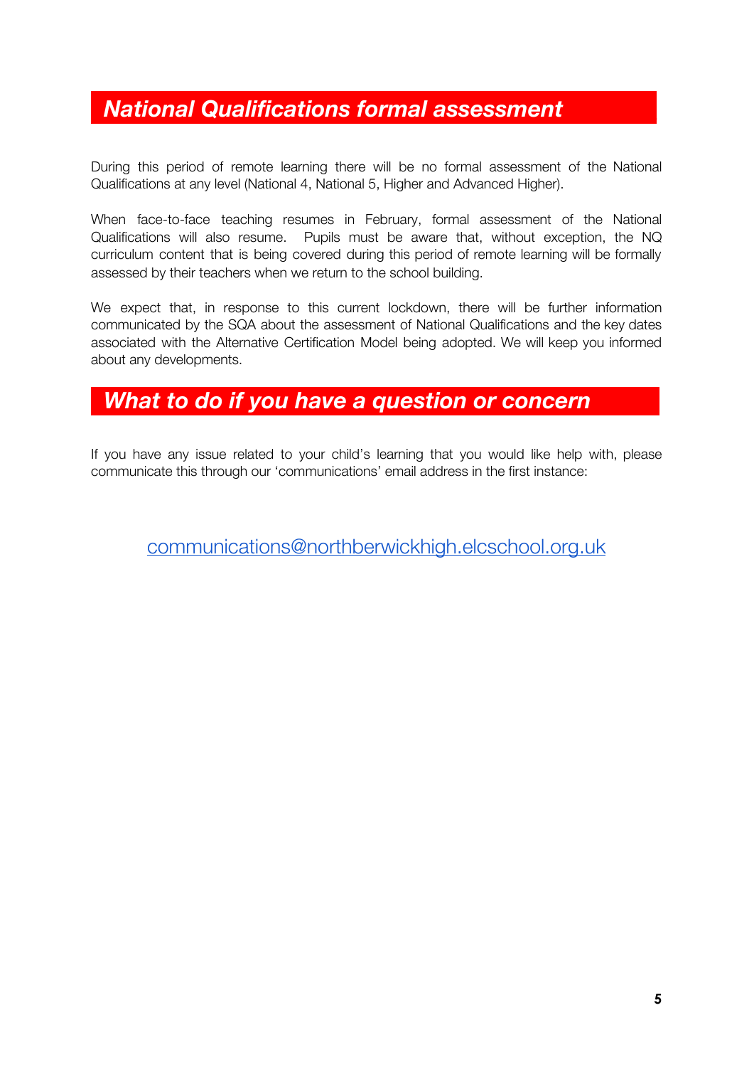## *National Qualifications formal assessment*

During this period of remote learning there will be no formal assessment of the National Qualifications at any level (National 4, National 5, Higher and Advanced Higher).

When face-to-face teaching resumes in February, formal assessment of the National Qualifications will also resume. Pupils must be aware that, without exception, the NQ curriculum content that is being covered during this period of remote learning will be formally assessed by their teachers when we return to the school building.

We expect that, in response to this current lockdown, there will be further information communicated by the SQA about the assessment of National Qualifications and the key dates associated with the Alternative Certification Model being adopted. We will keep you informed about any developments.

## *What to do if you have a question or concern*

If you have any issue related to your child's learning that you would like help with, please communicate this through our 'communications' email address in the first instance:

[communications@northberwickhigh.elcschool.org.uk](mailto:communications@northberwickhigh.elcschool.org.uk)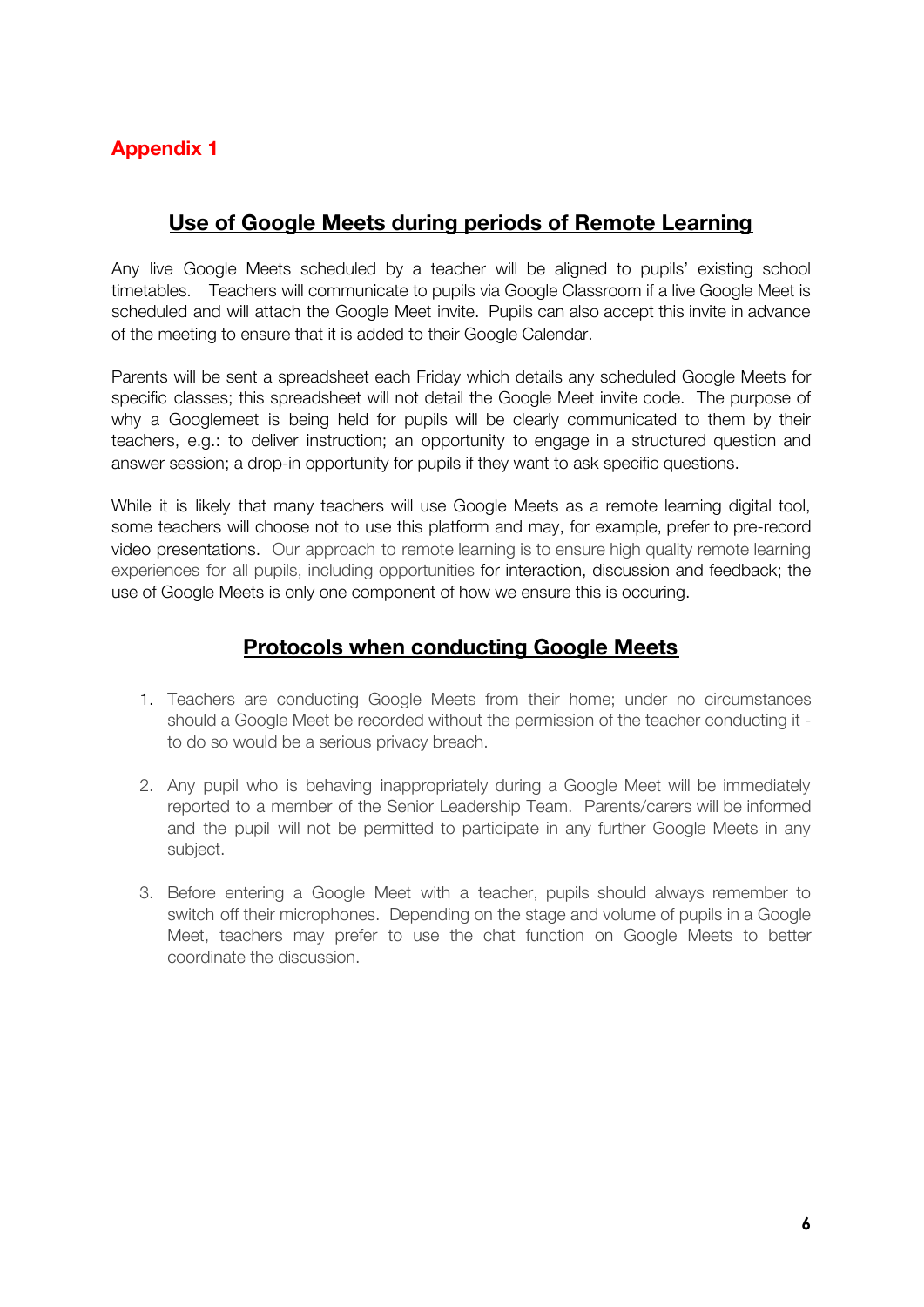## Appendix 1

## Use of Google Meets during periods of Remote Learning

Any live Google Meets scheduled by a teacher will be aligned to pupils' existing school timetables. Teachers will communicate to pupils via Google Classroom if a live Google Meet is scheduled and will attach the Google Meet invite. Pupils can also accept this invite in advance of the meeting to ensure that it is added to their Google Calendar.

Parents will be sent a spreadsheet each Friday which details any scheduled Google Meets for specific classes; this spreadsheet will not detail the Google Meet invite code. The purpose of why a Googlemeet is being held for pupils will be clearly communicated to them by their teachers, e.g.: to deliver instruction; an opportunity to engage in a structured question and answer session; a drop-in opportunity for pupils if they want to ask specific questions.

While it is likely that many teachers will use Google Meets as a remote learning digital tool, some teachers will choose not to use this platform and may, for example, prefer to pre-record video presentations. Our approach to remote learning is to ensure high quality remote learning experiences for all pupils, including opportunities for interaction, discussion and feedback; the use of Google Meets is only one component of how we ensure this is occuring.

## Protocols when conducting Google Meets

1. Teachers are conducting Google Meets from their home; under no circumstances should a Google Meet be recorded without the permission of the teacher conducting it - to do so would be a serious privacy breach.

2. Any pupil who is behaving inappropriately during a Google Meet will be immediately reported to a member of the Senior Leadership Team. Parents/carers will be informed and the pupil will not be permitted to participate in any further Google Meets in any subject.

3. Before entering a Google Meet with a teacher, pupils should always remember to switch off their microphones. Depending on the stage and volume of pupils in a Google Meet, teachers may prefer to use the chat function on Google Meets to better coordinate the discussion.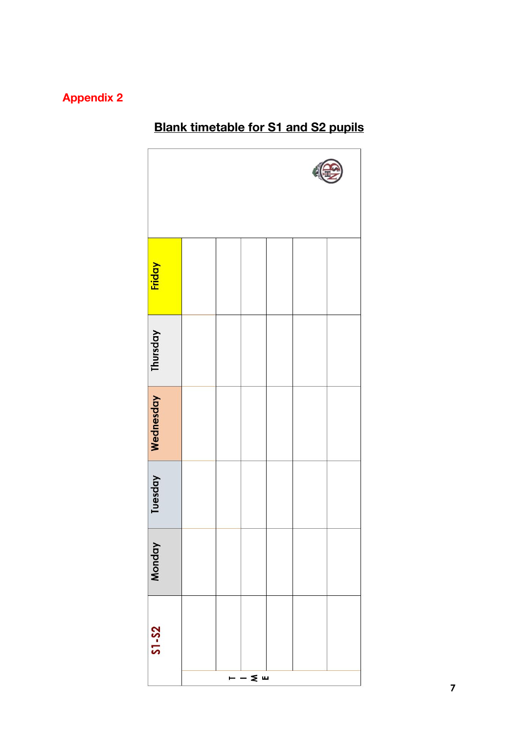Appendix 2

## Blank timetable for S1 and S2 pupils

| S1-S2 | Monday | Tuesday | Wednesday | Thursday | Friday |
|---|---|---|---|---|---|
| TIME | | | | | |
| | | | | | |
| | | | | | |
| | | | | | |
| | | | | | |
| | | | | | |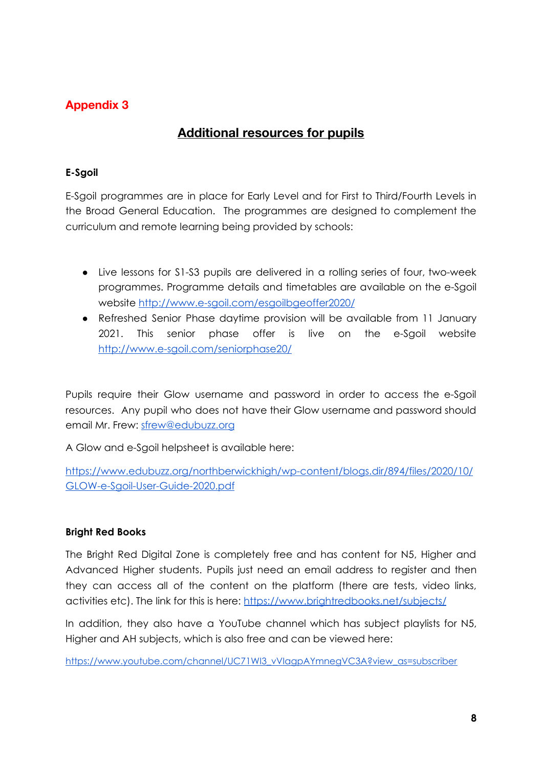## Appendix 3

# Additional resources for pupils

### E-Sgoil

E-Sgoil programmes are in place for Early Level and for First to Third/Fourth Levels in the Broad General Education. The programmes are designed to complement the curriculum and remote learning being provided by schools:

- Live lessons for S1-S3 pupils are delivered in a rolling series of four, two-week programmes. Programme details and timetables are available on the e-Sgoil website http://www.e-sgoil.com/esgoilbgeoffer2020/
- Refreshed Senior Phase daytime provision will be available from 11 January 2021. This senior phase offer is live on the e-Sgoil website http://www.e-sgoil.com/seniorphase20/

Pupils require their Glow username and password in order to access the e-Sgoil resources. Any pupil who does not have their Glow username and password should email Mr. Frew: sfrew@edubuzz.org

A Glow and e-Sgoil helpsheet is available here:

https://www.edubuzz.org/northberwickhigh/wp-content/blogs.dir/894/files/2020/10/GLOW-e-Sgoil-User-Guide-2020.pdf

### Bright Red Books

The Bright Red Digital Zone is completely free and has content for N5, Higher and Advanced Higher students. Pupils just need an email address to register and then they can access all of the content on the platform (there are tests, video links, activities etc). The link for this is here: https://www.brightredbooks.net/subjects/

In addition, they also have a YouTube channel which has subject playlists for N5, Higher and AH subjects, which is also free and can be viewed here:

https://www.youtube.com/channel/UC71WI3_vVlagpAYmnegVC3A?view_as=subscriber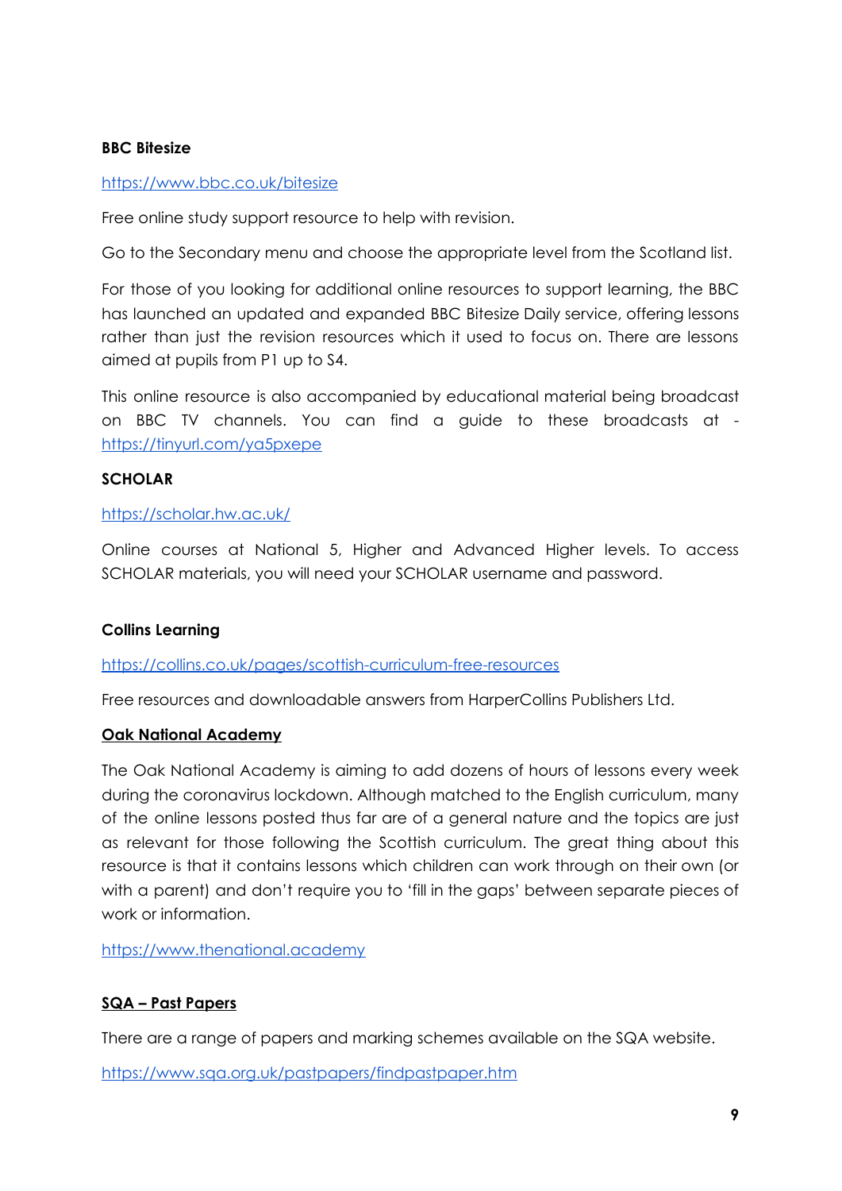**BBC Bitesize**

https://www.bbc.co.uk/bitesize

Free online study support resource to help with revision.

Go to the Secondary menu and choose the appropriate level from the Scotland list.

For those of you looking for additional online resources to support learning, the BBC has launched an updated and expanded BBC Bitesize Daily service, offering lessons rather than just the revision resources which it used to focus on. There are lessons aimed at pupils from P1 up to S4.

This online resource is also accompanied by educational material being broadcast on BBC TV channels. You can find a guide to these broadcasts at - https://tinyurl.com/ya5pxepe

**SCHOLAR**

https://scholar.hw.ac.uk/

Online courses at National 5, Higher and Advanced Higher levels. To access SCHOLAR materials, you will need your SCHOLAR username and password.

**Collins Learning**

https://collins.co.uk/pages/scottish-curriculum-free-resources

Free resources and downloadable answers from HarperCollins Publishers Ltd.

**Oak National Academy**

The Oak National Academy is aiming to add dozens of hours of lessons every week during the coronavirus lockdown. Although matched to the English curriculum, many of the online lessons posted thus far are of a general nature and the topics are just as relevant for those following the Scottish curriculum. The great thing about this resource is that it contains lessons which children can work through on their own (or with a parent) and don't require you to 'fill in the gaps' between separate pieces of work or information.

https://www.thenational.academy

**SQA – Past Papers**

There are a range of papers and marking schemes available on the SQA website.

https://www.sqa.org.uk/pastpapers/findpastpaper.htm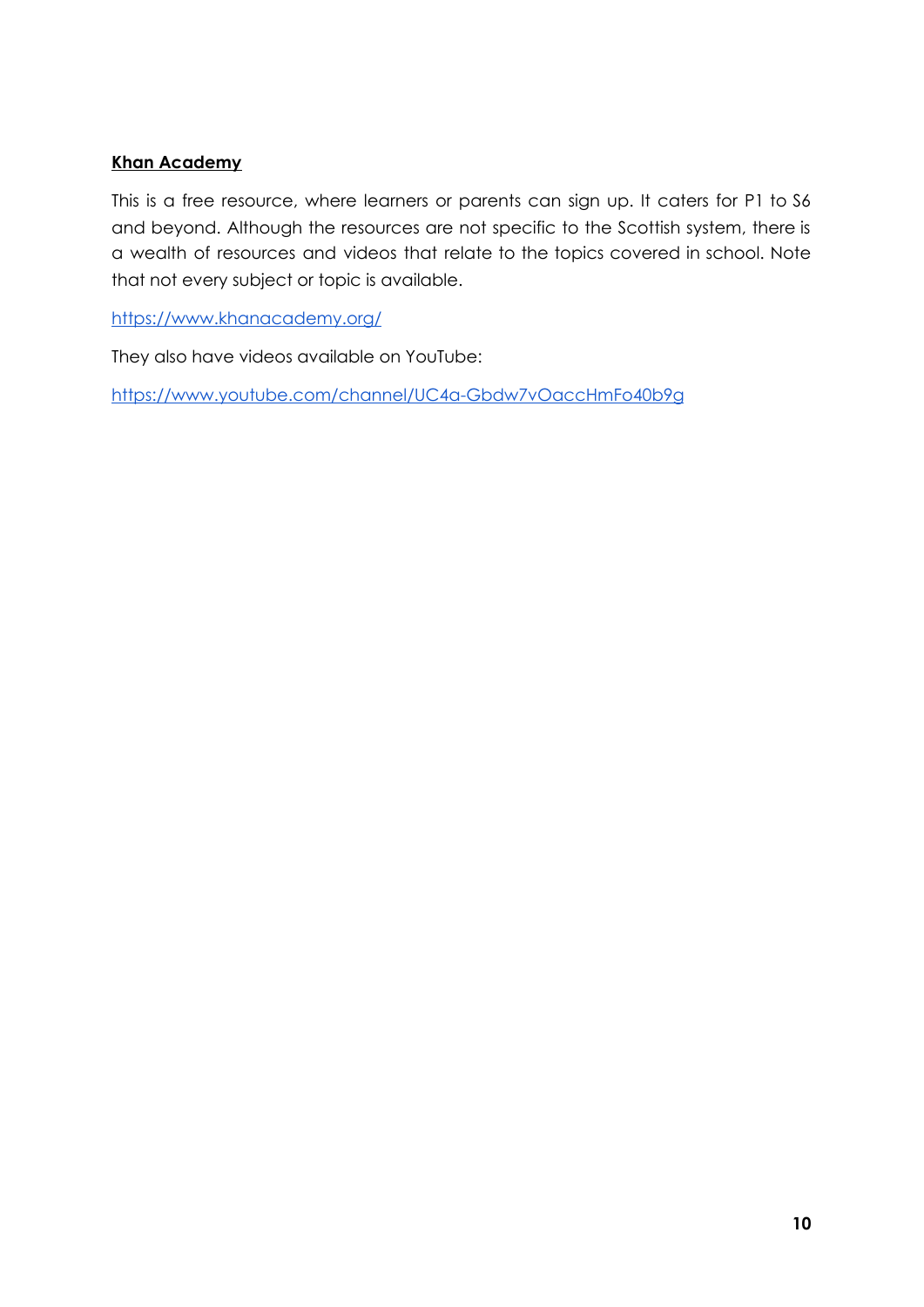**Khan Academy**

This is a free resource, where learners or parents can sign up. It caters for P1 to S6 and beyond. Although the resources are not specific to the Scottish system, there is a wealth of resources and videos that relate to the topics covered in school. Note that not every subject or topic is available.

https://www.khanacademy.org/

They also have videos available on YouTube:

https://www.youtube.com/channel/UC4a-Gbdw7vOaccHmFo40b9g